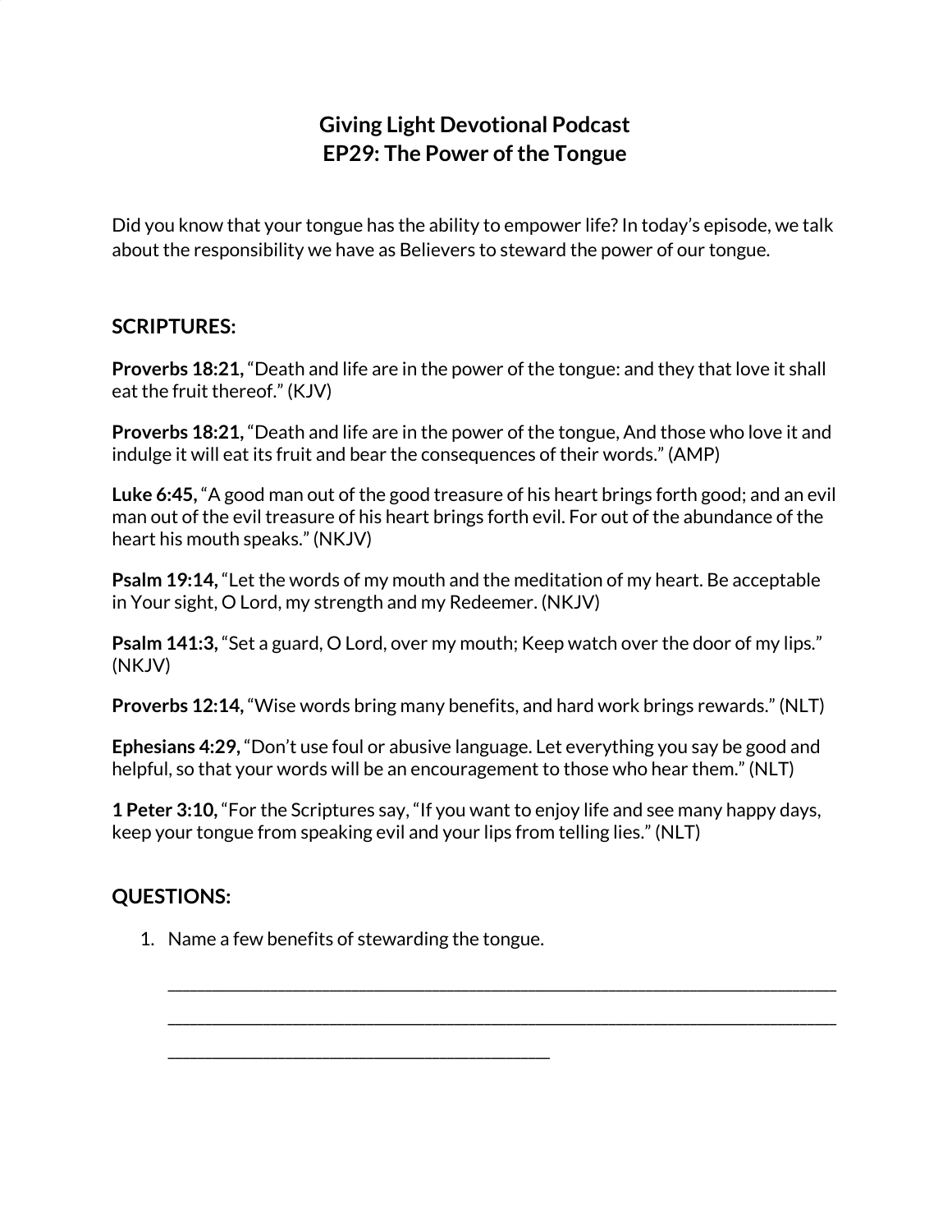# Giving Light Devotional Podcast
# EP29: The Power of the Tongue

Did you know that your tongue has the ability to empower life? In today's episode, we talk about the responsibility we have as Believers to steward the power of our tongue.

## SCRIPTURES:

**Proverbs 18:21,** "Death and life are in the power of the tongue: and they that love it shall eat the fruit thereof." (KJV)

**Proverbs 18:21,** "Death and life are in the power of the tongue, And those who love it and indulge it will eat its fruit and bear the consequences of their words." (AMP)

**Luke 6:45,** "A good man out of the good treasure of his heart brings forth good; and an evil man out of the evil treasure of his heart brings forth evil. For out of the abundance of the heart his mouth speaks." (NKJV)

**Psalm 19:14,** "Let the words of my mouth and the meditation of my heart. Be acceptable in Your sight, O Lord, my strength and my Redeemer. (NKJV)

**Psalm 141:3,** "Set a guard, O Lord, over my mouth; Keep watch over the door of my lips." (NKJV)

**Proverbs 12:14,** "Wise words bring many benefits, and hard work brings rewards." (NLT)

**Ephesians 4:29,** "Don't use foul or abusive language. Let everything you say be good and helpful, so that your words will be an encouragement to those who hear them." (NLT)

**1 Peter 3:10,** "For the Scriptures say, "If you want to enjoy life and see many happy days, keep your tongue from speaking evil and your lips from telling lies." (NLT)

## QUESTIONS:

1. Name a few benefits of stewarding the tongue.

   ______________________________________________________________________________

   ______________________________________________________________________________

   ____________________________________________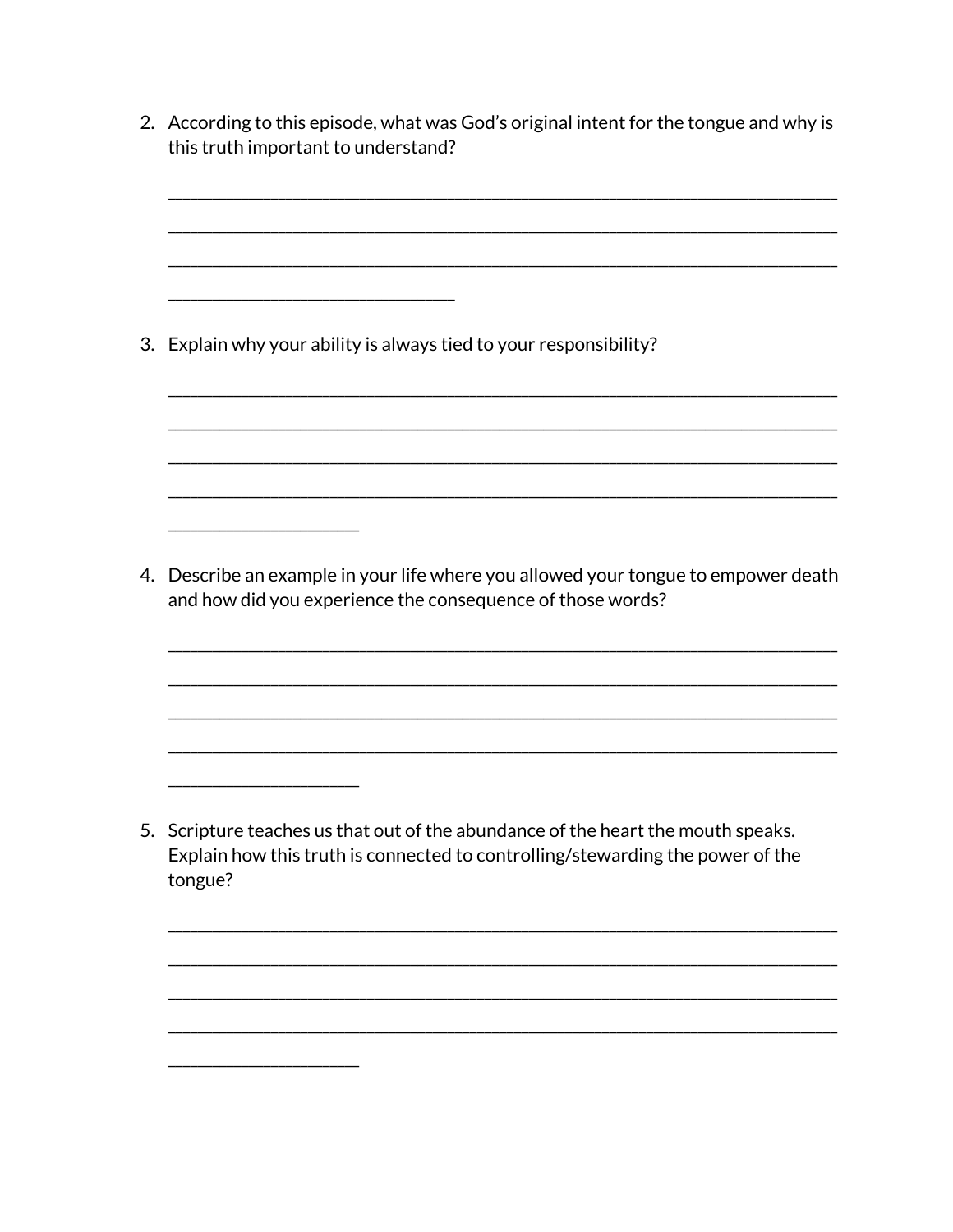2. According to this episode, what was God's original intent for the tongue and why is this truth important to understand?

____________________________________________________________________________

____________________________________________________________________________

____________________________________________________________________________

_________________________________

3. Explain why your ability is always tied to your responsibility?

____________________________________________________________________________

____________________________________________________________________________

____________________________________________________________________________

____________________________________________________________________________

______________________

4. Describe an example in your life where you allowed your tongue to empower death and how did you experience the consequence of those words?

____________________________________________________________________________

____________________________________________________________________________

____________________________________________________________________________

____________________________________________________________________________

______________________

5. Scripture teaches us that out of the abundance of the heart the mouth speaks. Explain how this truth is connected to controlling/stewarding the power of the tongue?

____________________________________________________________________________

____________________________________________________________________________

____________________________________________________________________________

____________________________________________________________________________

______________________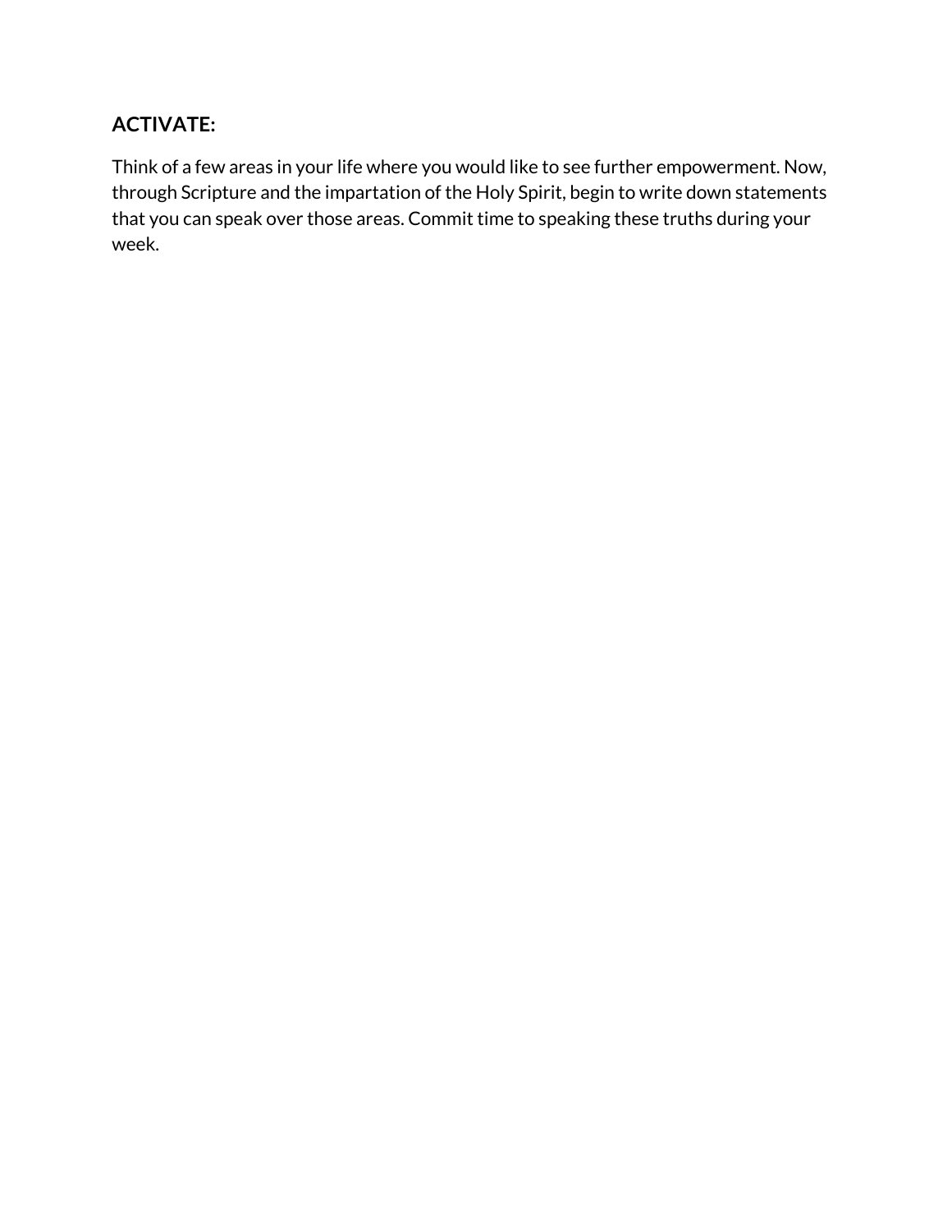**ACTIVATE:**

Think of a few areas in your life where you would like to see further empowerment. Now, through Scripture and the impartation of the Holy Spirit, begin to write down statements that you can speak over those areas. Commit time to speaking these truths during your week.